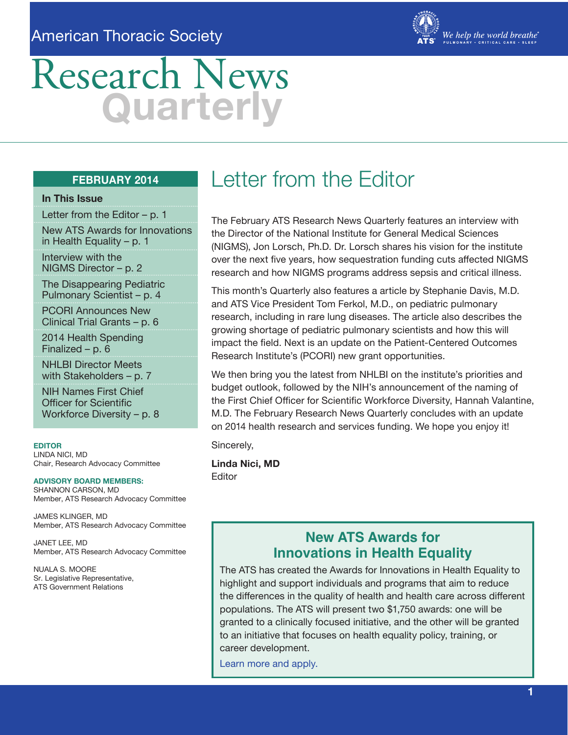American Thoracic Society

We help the world breathe® PULMONARY • CRITICAL CARE • SLEEP

# Research News Quarterly

**FEBRUARY 2014**

**In This Issue**

- Letter from the Editor – p. 1
- New ATS Awards for Innovations in Health Equality – p. 1
- Interview with the NIGMS Director – p. 2
- The Disappearing Pediatric Pulmonary Scientist – p. 4
- PCORI Announces New Clinical Trial Grants – p. 6
- 2014 Health Spending Finalized – p. 6
- NHLBI Director Meets with Stakeholders – p. 7
- NIH Names First Chief Officer for Scientific Workforce Diversity – p. 8

**EDITOR**
LINDA NICI, MD
Chair, Research Advocacy Committee

**ADVISORY BOARD MEMBERS:**
SHANNON CARSON, MD
Member, ATS Research Advocacy Committee

JAMES KLINGER, MD
Member, ATS Research Advocacy Committee

JANET LEE, MD
Member, ATS Research Advocacy Committee

NUALA S. MOORE
Sr. Legislative Representative,
ATS Government Relations

## Letter from the Editor

The February ATS Research News Quarterly features an interview with the Director of the National Institute for General Medical Sciences (NIGMS), Jon Lorsch, Ph.D. Dr. Lorsch shares his vision for the institute over the next five years, how sequestration funding cuts affected NIGMS research and how NIGMS programs address sepsis and critical illness.

This month's Quarterly also features a article by Stephanie Davis, M.D. and ATS Vice President Tom Ferkol, M.D., on pediatric pulmonary research, including in rare lung diseases. The article also describes the growing shortage of pediatric pulmonary scientists and how this will impact the field. Next is an update on the Patient-Centered Outcomes Research Institute's (PCORI) new grant opportunities.

We then bring you the latest from NHLBI on the institute's priorities and budget outlook, followed by the NIH's announcement of the naming of the First Chief Officer for Scientific Workforce Diversity, Hannah Valantine, M.D. The February Research News Quarterly concludes with an update on 2014 health research and services funding. We hope you enjoy it!

Sincerely,

**Linda Nici, MD**
Editor

## New ATS Awards for Innovations in Health Equality

The ATS has created the Awards for Innovations in Health Equality to highlight and support individuals and programs that aim to reduce the differences in the quality of health and health care across different populations. The ATS will present two $1,750 awards: one will be granted to a clinically focused initiative, and the other will be granted to an initiative that focuses on health equality policy, training, or career development.

Learn more and apply.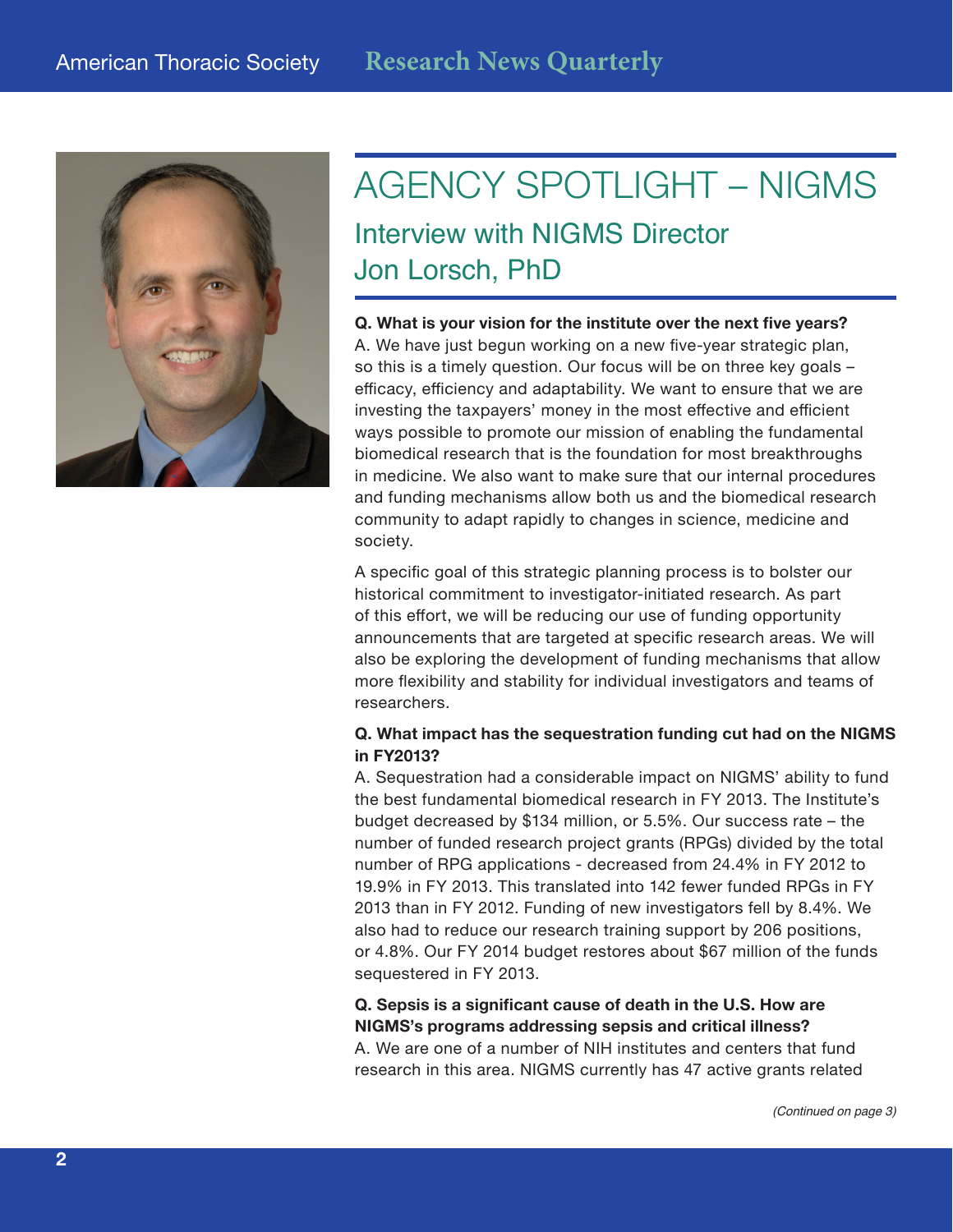# AGENCY SPOTLIGHT – NIGMS

## Interview with NIGMS Director Jon Lorsch, PhD

**Q. What is your vision for the institute over the next five years?**

A. We have just begun working on a new five-year strategic plan, so this is a timely question. Our focus will be on three key goals – efficacy, efficiency and adaptability. We want to ensure that we are investing the taxpayers' money in the most effective and efficient ways possible to promote our mission of enabling the fundamental biomedical research that is the foundation for most breakthroughs in medicine. We also want to make sure that our internal procedures and funding mechanisms allow both us and the biomedical research community to adapt rapidly to changes in science, medicine and society.

A specific goal of this strategic planning process is to bolster our historical commitment to investigator-initiated research. As part of this effort, we will be reducing our use of funding opportunity announcements that are targeted at specific research areas. We will also be exploring the development of funding mechanisms that allow more flexibility and stability for individual investigators and teams of researchers.

**Q. What impact has the sequestration funding cut had on the NIGMS in FY2013?**

A. Sequestration had a considerable impact on NIGMS' ability to fund the best fundamental biomedical research in FY 2013. The Institute's budget decreased by $134 million, or 5.5%. Our success rate – the number of funded research project grants (RPGs) divided by the total number of RPG applications - decreased from 24.4% in FY 2012 to 19.9% in FY 2013. This translated into 142 fewer funded RPGs in FY 2013 than in FY 2012. Funding of new investigators fell by 8.4%. We also had to reduce our research training support by 206 positions, or 4.8%. Our FY 2014 budget restores about $67 million of the funds sequestered in FY 2013.

**Q. Sepsis is a significant cause of death in the U.S. How are NIGMS's programs addressing sepsis and critical illness?**

A. We are one of a number of NIH institutes and centers that fund research in this area. NIGMS currently has 47 active grants related

*(Continued on page 3)*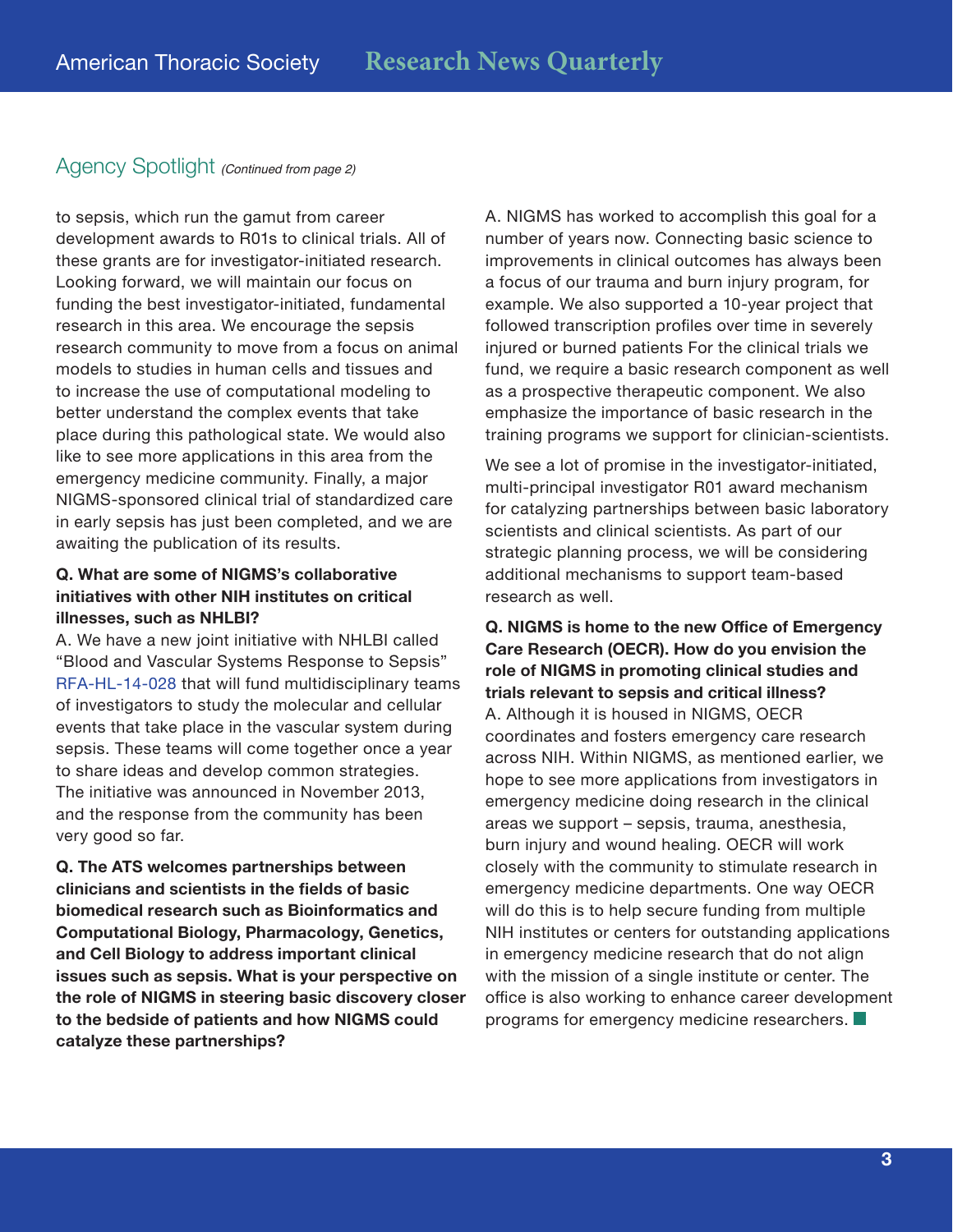## Agency Spotlight *(Continued from page 2)*

to sepsis, which run the gamut from career development awards to R01s to clinical trials. All of these grants are for investigator-initiated research. Looking forward, we will maintain our focus on funding the best investigator-initiated, fundamental research in this area. We encourage the sepsis research community to move from a focus on animal models to studies in human cells and tissues and to increase the use of computational modeling to better understand the complex events that take place during this pathological state. We would also like to see more applications in this area from the emergency medicine community. Finally, a major NIGMS-sponsored clinical trial of standardized care in early sepsis has just been completed, and we are awaiting the publication of its results.

**Q. What are some of NIGMS's collaborative initiatives with other NIH institutes on critical illnesses, such as NHLBI?**

A. We have a new joint initiative with NHLBI called "Blood and Vascular Systems Response to Sepsis" RFA-HL-14-028 that will fund multidisciplinary teams of investigators to study the molecular and cellular events that take place in the vascular system during sepsis. These teams will come together once a year to share ideas and develop common strategies. The initiative was announced in November 2013, and the response from the community has been very good so far.

**Q. The ATS welcomes partnerships between clinicians and scientists in the fields of basic biomedical research such as Bioinformatics and Computational Biology, Pharmacology, Genetics, and Cell Biology to address important clinical issues such as sepsis. What is your perspective on the role of NIGMS in steering basic discovery closer to the bedside of patients and how NIGMS could catalyze these partnerships?**

A. NIGMS has worked to accomplish this goal for a number of years now. Connecting basic science to improvements in clinical outcomes has always been a focus of our trauma and burn injury program, for example. We also supported a 10-year project that followed transcription profiles over time in severely injured or burned patients For the clinical trials we fund, we require a basic research component as well as a prospective therapeutic component. We also emphasize the importance of basic research in the training programs we support for clinician-scientists.

We see a lot of promise in the investigator-initiated, multi-principal investigator R01 award mechanism for catalyzing partnerships between basic laboratory scientists and clinical scientists. As part of our strategic planning process, we will be considering additional mechanisms to support team-based research as well.

**Q. NIGMS is home to the new Office of Emergency Care Research (OECR). How do you envision the role of NIGMS in promoting clinical studies and trials relevant to sepsis and critical illness?**

A. Although it is housed in NIGMS, OECR coordinates and fosters emergency care research across NIH. Within NIGMS, as mentioned earlier, we hope to see more applications from investigators in emergency medicine doing research in the clinical areas we support – sepsis, trauma, anesthesia, burn injury and wound healing. OECR will work closely with the community to stimulate research in emergency medicine departments. One way OECR will do this is to help secure funding from multiple NIH institutes or centers for outstanding applications in emergency medicine research that do not align with the mission of a single institute or center. The office is also working to enhance career development programs for emergency medicine researchers.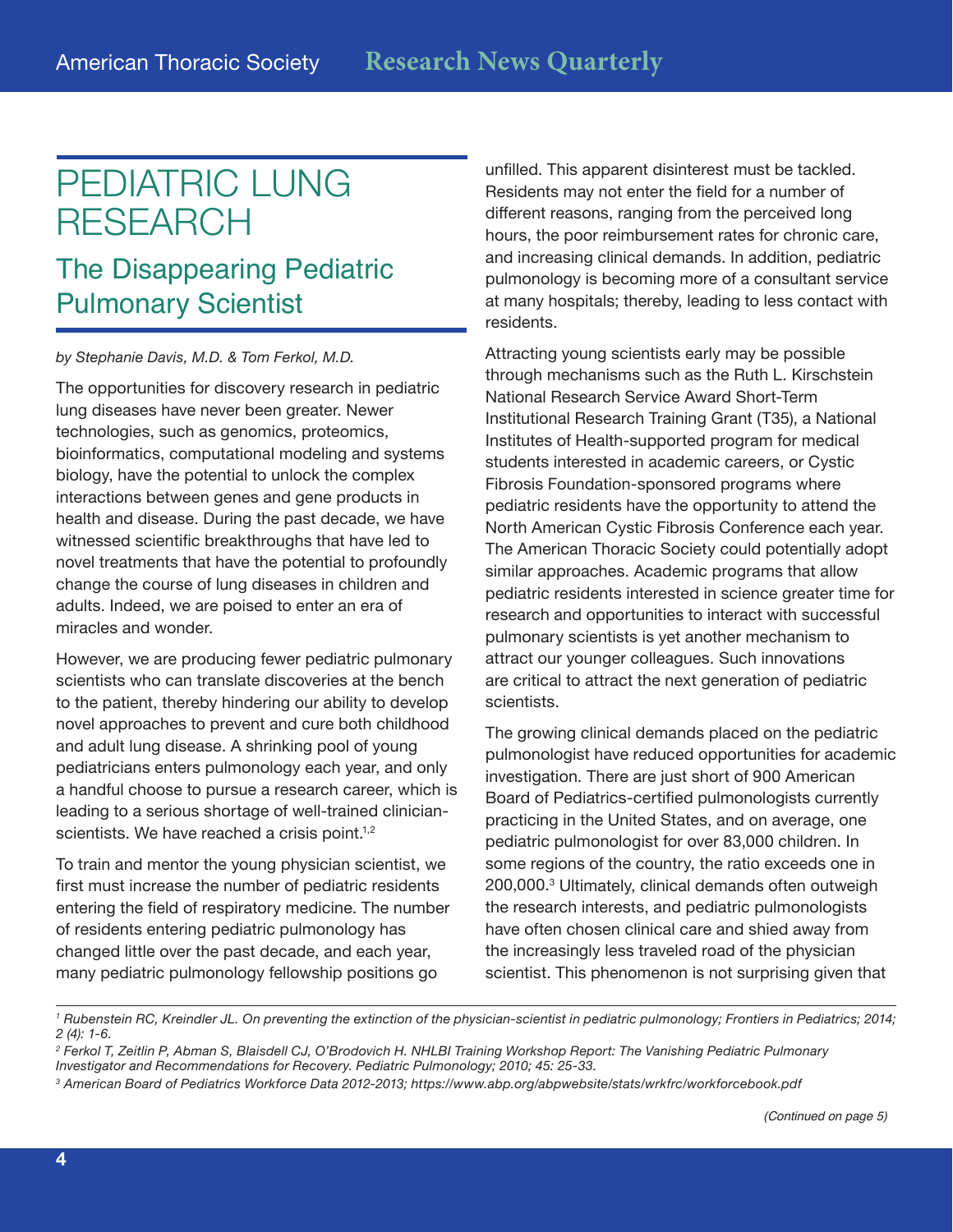# PEDIATRIC LUNG RESEARCH

## The Disappearing Pediatric Pulmonary Scientist

*by Stephanie Davis, M.D. & Tom Ferkol, M.D.*

The opportunities for discovery research in pediatric lung diseases have never been greater. Newer technologies, such as genomics, proteomics, bioinformatics, computational modeling and systems biology, have the potential to unlock the complex interactions between genes and gene products in health and disease. During the past decade, we have witnessed scientific breakthroughs that have led to novel treatments that have the potential to profoundly change the course of lung diseases in children and adults. Indeed, we are poised to enter an era of miracles and wonder.

However, we are producing fewer pediatric pulmonary scientists who can translate discoveries at the bench to the patient, thereby hindering our ability to develop novel approaches to prevent and cure both childhood and adult lung disease. A shrinking pool of young pediatricians enters pulmonology each year, and only a handful choose to pursue a research career, which is leading to a serious shortage of well-trained clinician-scientists. We have reached a crisis point.[1,2]

To train and mentor the young physician scientist, we first must increase the number of pediatric residents entering the field of respiratory medicine. The number of residents entering pediatric pulmonology has changed little over the past decade, and each year, many pediatric pulmonology fellowship positions go unfilled. This apparent disinterest must be tackled. Residents may not enter the field for a number of different reasons, ranging from the perceived long hours, the poor reimbursement rates for chronic care, and increasing clinical demands. In addition, pediatric pulmonology is becoming more of a consultant service at many hospitals; thereby, leading to less contact with residents.

Attracting young scientists early may be possible through mechanisms such as the Ruth L. Kirschstein National Research Service Award Short-Term Institutional Research Training Grant (T35), a National Institutes of Health-supported program for medical students interested in academic careers, or Cystic Fibrosis Foundation-sponsored programs where pediatric residents have the opportunity to attend the North American Cystic Fibrosis Conference each year. The American Thoracic Society could potentially adopt similar approaches. Academic programs that allow pediatric residents interested in science greater time for research and opportunities to interact with successful pulmonary scientists is yet another mechanism to attract our younger colleagues. Such innovations are critical to attract the next generation of pediatric scientists.

The growing clinical demands placed on the pediatric pulmonologist have reduced opportunities for academic investigation. There are just short of 900 American Board of Pediatrics-certified pulmonologists currently practicing in the United States, and on average, one pediatric pulmonologist for over 83,000 children. In some regions of the country, the ratio exceeds one in 200,000.[3] Ultimately, clinical demands often outweigh the research interests, and pediatric pulmonologists have often chosen clinical care and shied away from the increasingly less traveled road of the physician scientist. This phenomenon is not surprising given that

---

[1] *Rubenstein RC, Kreindler JL. On preventing the extinction of the physician-scientist in pediatric pulmonology; Frontiers in Pediatrics; 2014; 2 (4): 1-6.*

[2] *Ferkol T, Zeitlin P, Abman S, Blaisdell CJ, O'Brodovich H. NHLBI Training Workshop Report: The Vanishing Pediatric Pulmonary Investigator and Recommendations for Recovery. Pediatric Pulmonology; 2010; 45: 25-33.*

[3] *American Board of Pediatrics Workforce Data 2012-2013; https://www.abp.org/abpwebsite/stats/wrkfrc/workforcebook.pdf*

*(Continued on page 5)*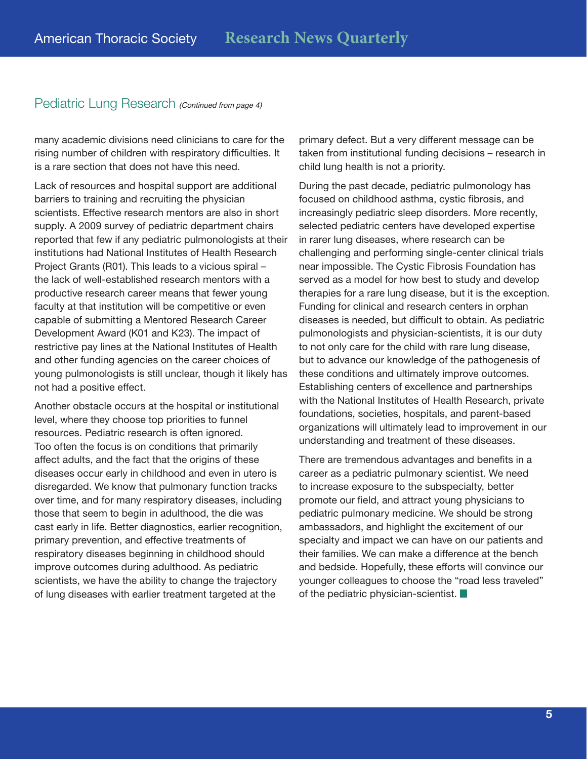## Pediatric Lung Research *(Continued from page 4)*

many academic divisions need clinicians to care for the rising number of children with respiratory difficulties. It is a rare section that does not have this need.

Lack of resources and hospital support are additional barriers to training and recruiting the physician scientists. Effective research mentors are also in short supply. A 2009 survey of pediatric department chairs reported that few if any pediatric pulmonologists at their institutions had National Institutes of Health Research Project Grants (R01). This leads to a vicious spiral – the lack of well-established research mentors with a productive research career means that fewer young faculty at that institution will be competitive or even capable of submitting a Mentored Research Career Development Award (K01 and K23). The impact of restrictive pay lines at the National Institutes of Health and other funding agencies on the career choices of young pulmonologists is still unclear, though it likely has not had a positive effect.

Another obstacle occurs at the hospital or institutional level, where they choose top priorities to funnel resources. Pediatric research is often ignored. Too often the focus is on conditions that primarily affect adults, and the fact that the origins of these diseases occur early in childhood and even in utero is disregarded. We know that pulmonary function tracks over time, and for many respiratory diseases, including those that seem to begin in adulthood, the die was cast early in life. Better diagnostics, earlier recognition, primary prevention, and effective treatments of respiratory diseases beginning in childhood should improve outcomes during adulthood. As pediatric scientists, we have the ability to change the trajectory of lung diseases with earlier treatment targeted at the primary defect. But a very different message can be taken from institutional funding decisions – research in child lung health is not a priority.

During the past decade, pediatric pulmonology has focused on childhood asthma, cystic fibrosis, and increasingly pediatric sleep disorders. More recently, selected pediatric centers have developed expertise in rarer lung diseases, where research can be challenging and performing single-center clinical trials near impossible. The Cystic Fibrosis Foundation has served as a model for how best to study and develop therapies for a rare lung disease, but it is the exception. Funding for clinical and research centers in orphan diseases is needed, but difficult to obtain. As pediatric pulmonologists and physician-scientists, it is our duty to not only care for the child with rare lung disease, but to advance our knowledge of the pathogenesis of these conditions and ultimately improve outcomes. Establishing centers of excellence and partnerships with the National Institutes of Health Research, private foundations, societies, hospitals, and parent-based organizations will ultimately lead to improvement in our understanding and treatment of these diseases.

There are tremendous advantages and benefits in a career as a pediatric pulmonary scientist. We need to increase exposure to the subspecialty, better promote our field, and attract young physicians to pediatric pulmonary medicine. We should be strong ambassadors, and highlight the excitement of our specialty and impact we can have on our patients and their families. We can make a difference at the bench and bedside. Hopefully, these efforts will convince our younger colleagues to choose the "road less traveled" of the pediatric physician-scientist.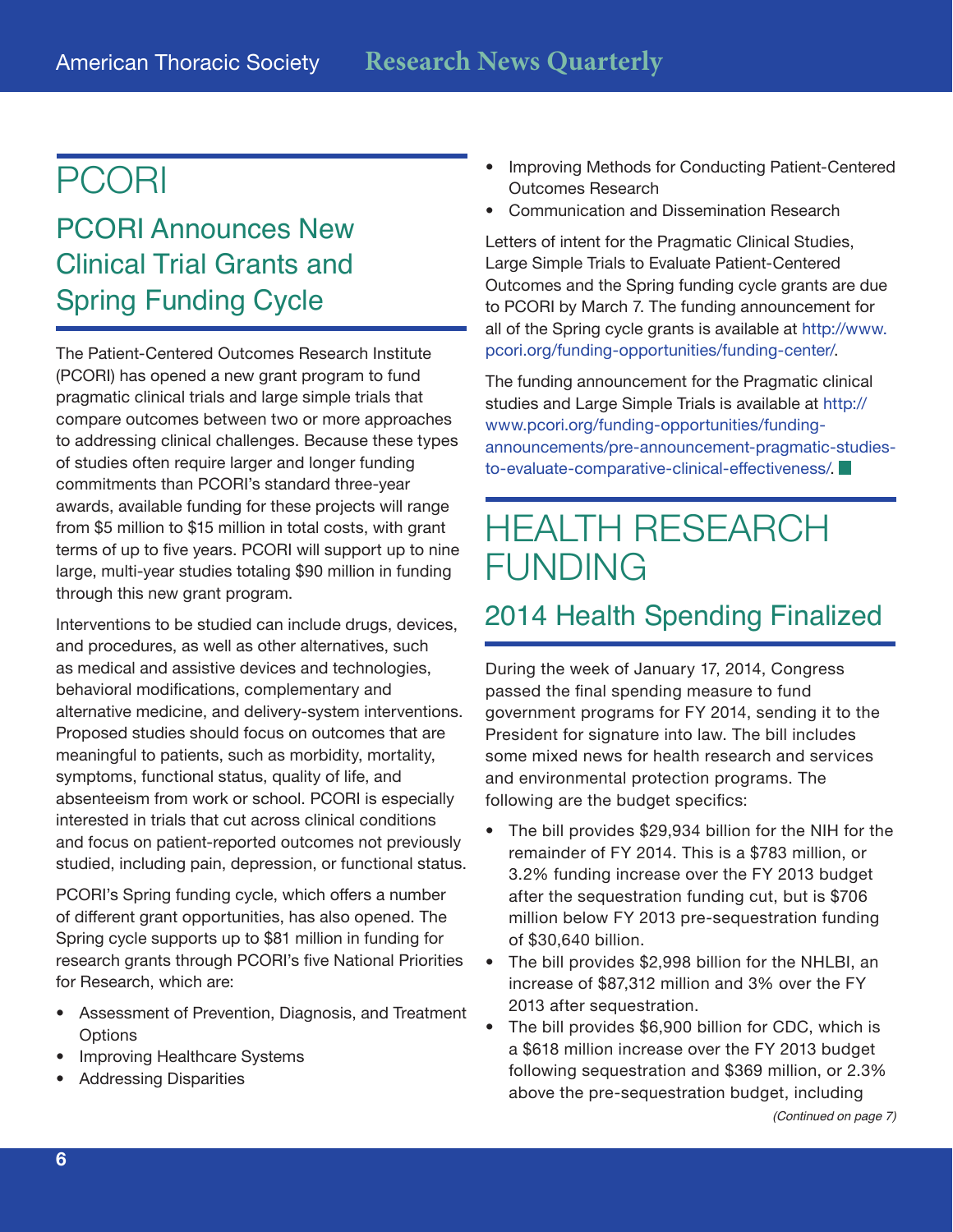# PCORI

## PCORI Announces New Clinical Trial Grants and Spring Funding Cycle

The Patient-Centered Outcomes Research Institute (PCORI) has opened a new grant program to fund pragmatic clinical trials and large simple trials that compare outcomes between two or more approaches to addressing clinical challenges. Because these types of studies often require larger and longer funding commitments than PCORI's standard three-year awards, available funding for these projects will range from $5 million to $15 million in total costs, with grant terms of up to five years. PCORI will support up to nine large, multi-year studies totaling $90 million in funding through this new grant program.

Interventions to be studied can include drugs, devices, and procedures, as well as other alternatives, such as medical and assistive devices and technologies, behavioral modifications, complementary and alternative medicine, and delivery-system interventions. Proposed studies should focus on outcomes that are meaningful to patients, such as morbidity, mortality, symptoms, functional status, quality of life, and absenteeism from work or school. PCORI is especially interested in trials that cut across clinical conditions and focus on patient-reported outcomes not previously studied, including pain, depression, or functional status.

PCORI's Spring funding cycle, which offers a number of different grant opportunities, has also opened. The Spring cycle supports up to $81 million in funding for research grants through PCORI's five National Priorities for Research, which are:

- Assessment of Prevention, Diagnosis, and Treatment Options
- Improving Healthcare Systems
- Addressing Disparities
- Improving Methods for Conducting Patient-Centered Outcomes Research
- Communication and Dissemination Research

Letters of intent for the Pragmatic Clinical Studies, Large Simple Trials to Evaluate Patient-Centered Outcomes and the Spring funding cycle grants are due to PCORI by March 7. The funding announcement for all of the Spring cycle grants is available at http://www.pcori.org/funding-opportunities/funding-center/.

The funding announcement for the Pragmatic clinical studies and Large Simple Trials is available at http://www.pcori.org/funding-opportunities/funding-announcements/pre-announcement-pragmatic-studies-to-evaluate-comparative-clinical-effectiveness/.

# HEALTH RESEARCH FUNDING

## 2014 Health Spending Finalized

During the week of January 17, 2014, Congress passed the final spending measure to fund government programs for FY 2014, sending it to the President for signature into law. The bill includes some mixed news for health research and services and environmental protection programs. The following are the budget specifics:

- The bill provides $29,934 billion for the NIH for the remainder of FY 2014. This is a $783 million, or 3.2% funding increase over the FY 2013 budget after the sequestration funding cut, but is $706 million below FY 2013 pre-sequestration funding of $30,640 billion.
- The bill provides $2,998 billion for the NHLBI, an increase of $87,312 million and 3% over the FY 2013 after sequestration.
- The bill provides $6,900 billion for CDC, which is a $618 million increase over the FY 2013 budget following sequestration and $369 million, or 2.3% above the pre-sequestration budget, including

*(Continued on page 7)*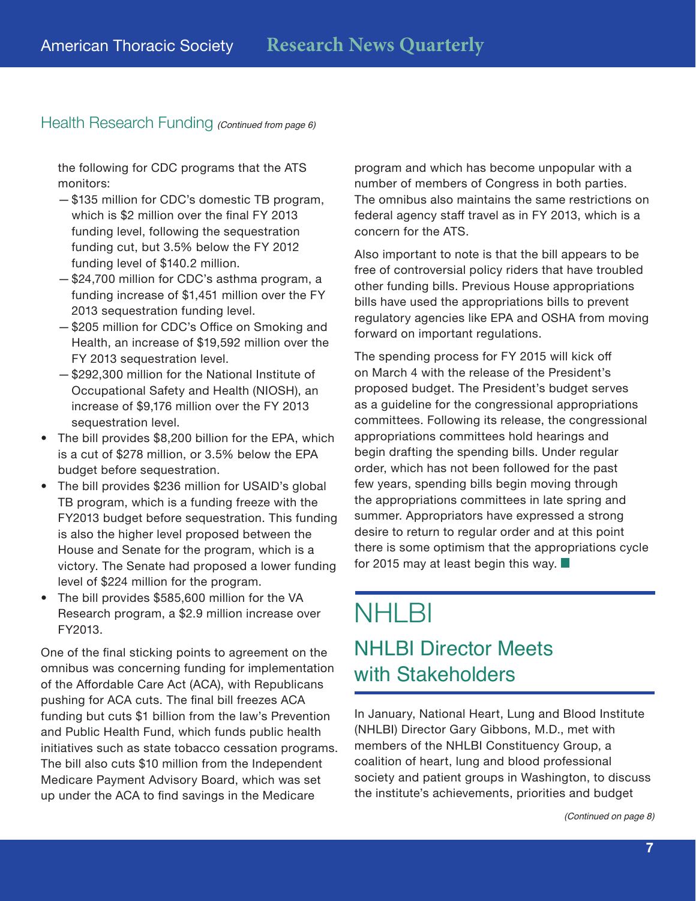## Health Research Funding *(Continued from page 6)*

the following for CDC programs that the ATS monitors:

- —$135 million for CDC's domestic TB program, which is $2 million over the final FY 2013 funding level, following the sequestration funding cut, but 3.5% below the FY 2012 funding level of $140.2 million.
- —$24,700 million for CDC's asthma program, a funding increase of $1,451 million over the FY 2013 sequestration funding level.
- —$205 million for CDC's Office on Smoking and Health, an increase of $19,592 million over the FY 2013 sequestration level.
- —$292,300 million for the National Institute of Occupational Safety and Health (NIOSH), an increase of $9,176 million over the FY 2013 sequestration level.

- The bill provides $8,200 billion for the EPA, which is a cut of $278 million, or 3.5% below the EPA budget before sequestration.
- The bill provides $236 million for USAID's global TB program, which is a funding freeze with the FY2013 budget before sequestration. This funding is also the higher level proposed between the House and Senate for the program, which is a victory. The Senate had proposed a lower funding level of $224 million for the program.
- The bill provides $585,600 million for the VA Research program, a $2.9 million increase over FY2013.

One of the final sticking points to agreement on the omnibus was concerning funding for implementation of the Affordable Care Act (ACA), with Republicans pushing for ACA cuts. The final bill freezes ACA funding but cuts $1 billion from the law's Prevention and Public Health Fund, which funds public health initiatives such as state tobacco cessation programs. The bill also cuts $10 million from the Independent Medicare Payment Advisory Board, which was set up under the ACA to find savings in the Medicare program and which has become unpopular with a number of members of Congress in both parties. The omnibus also maintains the same restrictions on federal agency staff travel as in FY 2013, which is a concern for the ATS.

Also important to note is that the bill appears to be free of controversial policy riders that have troubled other funding bills. Previous House appropriations bills have used the appropriations bills to prevent regulatory agencies like EPA and OSHA from moving forward on important regulations.

The spending process for FY 2015 will kick off on March 4 with the release of the President's proposed budget. The President's budget serves as a guideline for the congressional appropriations committees. Following its release, the congressional appropriations committees hold hearings and begin drafting the spending bills. Under regular order, which has not been followed for the past few years, spending bills begin moving through the appropriations committees in late spring and summer. Appropriators have expressed a strong desire to return to regular order and at this point there is some optimism that the appropriations cycle for 2015 may at least begin this way. ■

# NHLBI

## NHLBI Director Meets with Stakeholders

In January, National Heart, Lung and Blood Institute (NHLBI) Director Gary Gibbons, M.D., met with members of the NHLBI Constituency Group, a coalition of heart, lung and blood professional society and patient groups in Washington, to discuss the institute's achievements, priorities and budget

*(Continued on page 8)*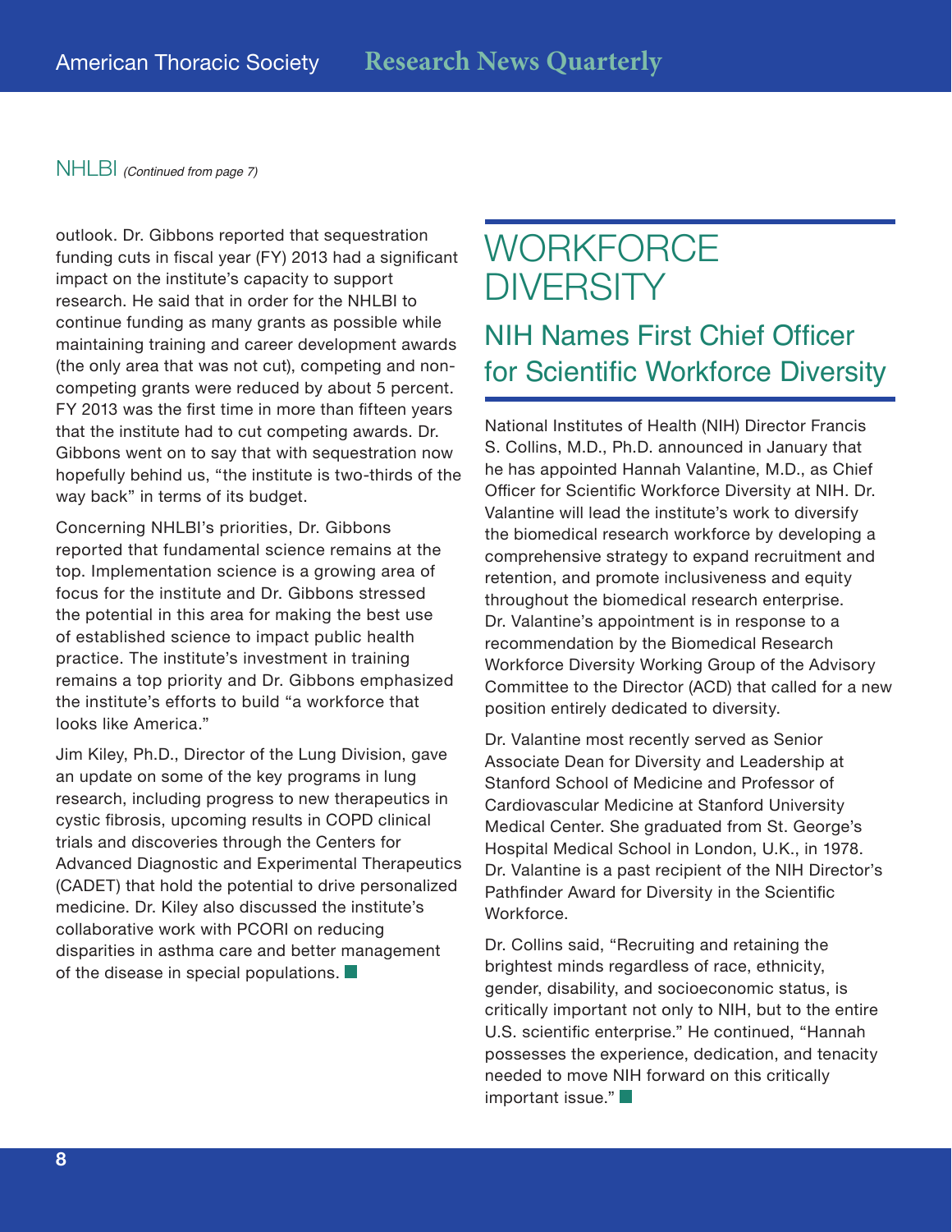NHLBI *(Continued from page 7)*

outlook. Dr. Gibbons reported that sequestration funding cuts in fiscal year (FY) 2013 had a significant impact on the institute's capacity to support research. He said that in order for the NHLBI to continue funding as many grants as possible while maintaining training and career development awards (the only area that was not cut), competing and non-competing grants were reduced by about 5 percent. FY 2013 was the first time in more than fifteen years that the institute had to cut competing awards. Dr. Gibbons went on to say that with sequestration now hopefully behind us, "the institute is two-thirds of the way back" in terms of its budget.

Concerning NHLBI's priorities, Dr. Gibbons reported that fundamental science remains at the top. Implementation science is a growing area of focus for the institute and Dr. Gibbons stressed the potential in this area for making the best use of established science to impact public health practice. The institute's investment in training remains a top priority and Dr. Gibbons emphasized the institute's efforts to build "a workforce that looks like America."

Jim Kiley, Ph.D., Director of the Lung Division, gave an update on some of the key programs in lung research, including progress to new therapeutics in cystic fibrosis, upcoming results in COPD clinical trials and discoveries through the Centers for Advanced Diagnostic and Experimental Therapeutics (CADET) that hold the potential to drive personalized medicine. Dr. Kiley also discussed the institute's collaborative work with PCORI on reducing disparities in asthma care and better management of the disease in special populations.

# WORKFORCE DIVERSITY

## NIH Names First Chief Officer for Scientific Workforce Diversity

National Institutes of Health (NIH) Director Francis S. Collins, M.D., Ph.D. announced in January that he has appointed Hannah Valantine, M.D., as Chief Officer for Scientific Workforce Diversity at NIH. Dr. Valantine will lead the institute's work to diversify the biomedical research workforce by developing a comprehensive strategy to expand recruitment and retention, and promote inclusiveness and equity throughout the biomedical research enterprise. Dr. Valantine's appointment is in response to a recommendation by the Biomedical Research Workforce Diversity Working Group of the Advisory Committee to the Director (ACD) that called for a new position entirely dedicated to diversity.

Dr. Valantine most recently served as Senior Associate Dean for Diversity and Leadership at Stanford School of Medicine and Professor of Cardiovascular Medicine at Stanford University Medical Center. She graduated from St. George's Hospital Medical School in London, U.K., in 1978. Dr. Valantine is a past recipient of the NIH Director's Pathfinder Award for Diversity in the Scientific Workforce.

Dr. Collins said, "Recruiting and retaining the brightest minds regardless of race, ethnicity, gender, disability, and socioeconomic status, is critically important not only to NIH, but to the entire U.S. scientific enterprise." He continued, "Hannah possesses the experience, dedication, and tenacity needed to move NIH forward on this critically important issue."